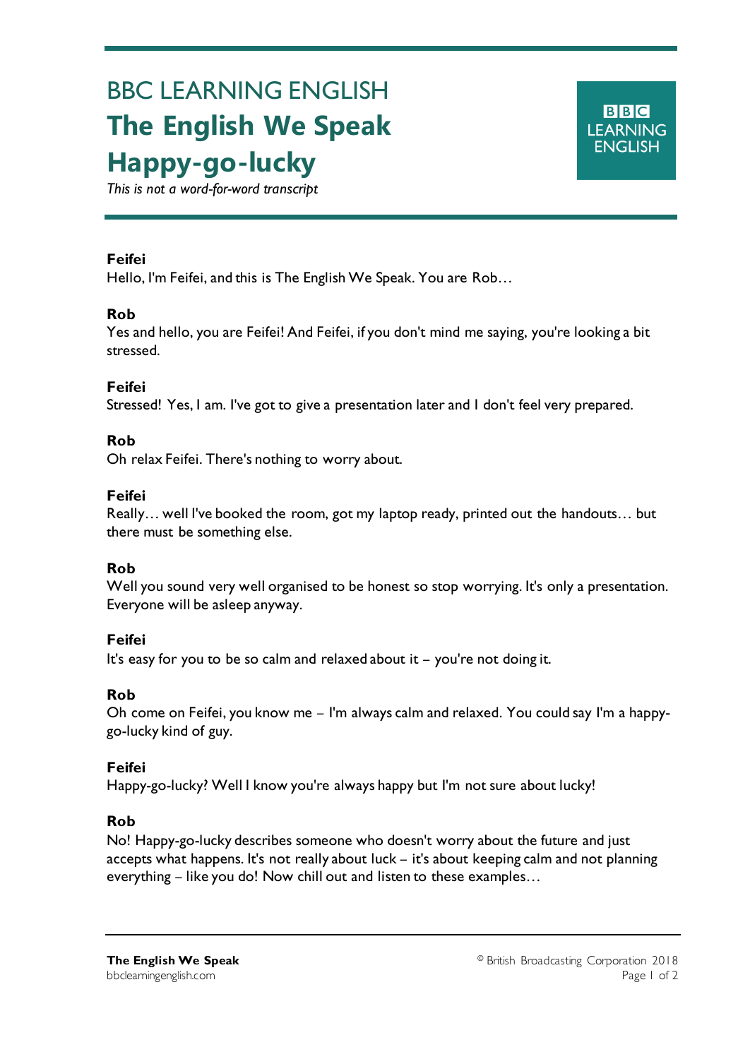# BBC LEARNING ENGLISH

# The English We Speak

# Happy-go-lucky

*This is not a word-for-word transcript*

**Feifei**
Hello, I'm Feifei, and this is The English We Speak. You are Rob…

**Rob**
Yes and hello, you are Feifei! And Feifei, if you don't mind me saying, you're looking a bit stressed.

**Feifei**
Stressed! Yes, I am. I've got to give a presentation later and I don't feel very prepared.

**Rob**
Oh relax Feifei. There's nothing to worry about.

**Feifei**
Really… well I've booked the room, got my laptop ready, printed out the handouts… but there must be something else.

**Rob**
Well you sound very well organised to be honest so stop worrying. It's only a presentation. Everyone will be asleep anyway.

**Feifei**
It's easy for you to be so calm and relaxed about it – you're not doing it.

**Rob**
Oh come on Feifei, you know me – I'm always calm and relaxed. You could say I'm a happy-go-lucky kind of guy.

**Feifei**
Happy-go-lucky? Well I know you're always happy but I'm not sure about lucky!

**Rob**
No! Happy-go-lucky describes someone who doesn't worry about the future and just accepts what happens. It's not really about luck – it's about keeping calm and not planning everything – like you do! Now chill out and listen to these examples…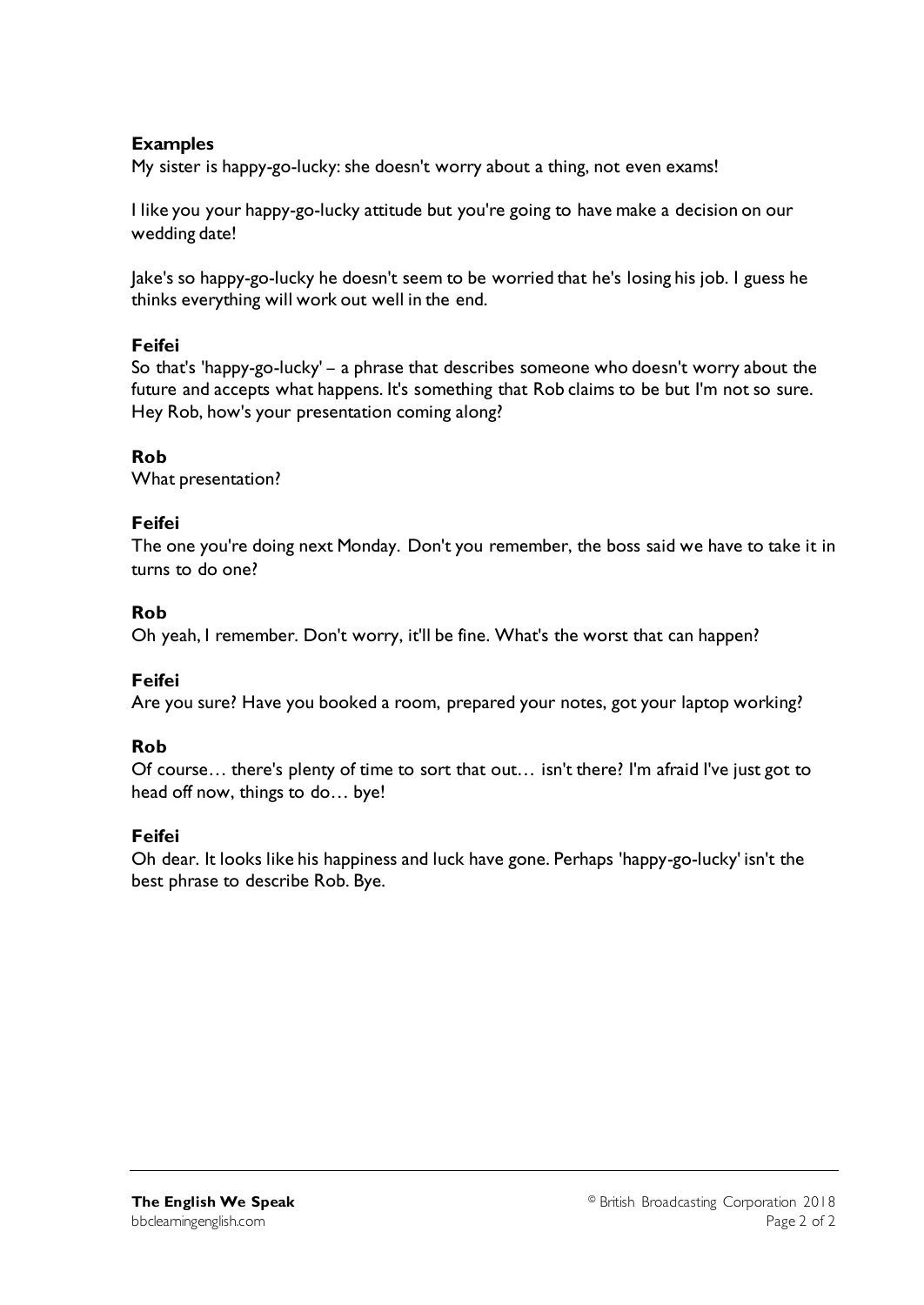**Examples**

My sister is happy-go-lucky: she doesn't worry about a thing, not even exams!

I like you your happy-go-lucky attitude but you're going to have make a decision on our wedding date!

Jake's so happy-go-lucky he doesn't seem to be worried that he's losing his job. I guess he thinks everything will work out well in the end.

**Feifei**

So that's 'happy-go-lucky' – a phrase that describes someone who doesn't worry about the future and accepts what happens. It's something that Rob claims to be but I'm not so sure. Hey Rob, how's your presentation coming along?

**Rob**

What presentation?

**Feifei**

The one you're doing next Monday. Don't you remember, the boss said we have to take it in turns to do one?

**Rob**

Oh yeah, I remember. Don't worry, it'll be fine. What's the worst that can happen?

**Feifei**

Are you sure? Have you booked a room, prepared your notes, got your laptop working?

**Rob**

Of course… there's plenty of time to sort that out… isn't there? I'm afraid I've just got to head off now, things to do… bye!

**Feifei**

Oh dear. It looks like his happiness and luck have gone. Perhaps 'happy-go-lucky' isn't the best phrase to describe Rob. Bye.